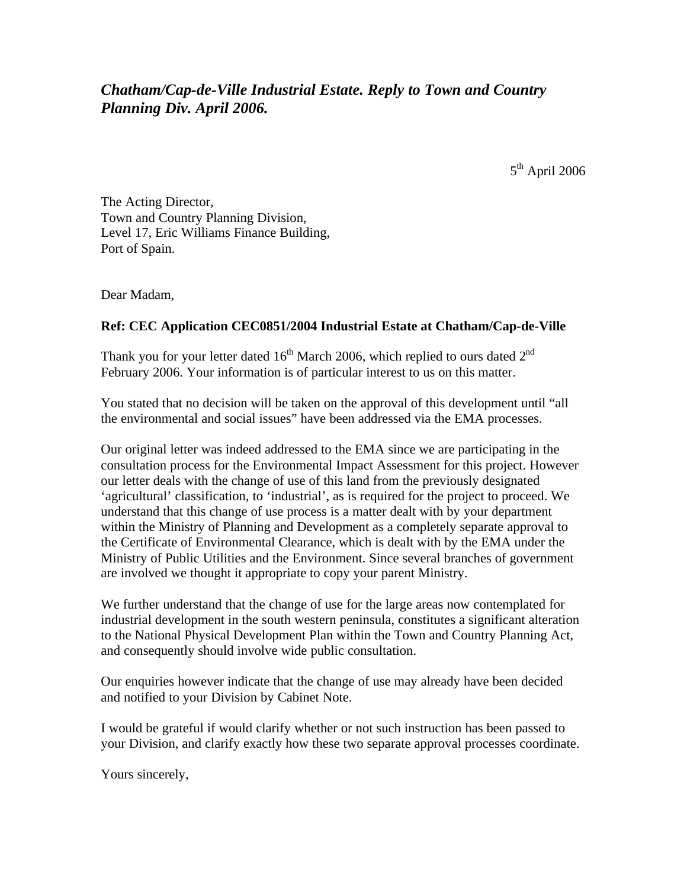*__Chatham/Cap-de-Ville Industrial Estate. Reply to Town and Country Planning Div. April 2006.__*

5th April 2006

The Acting Director,
Town and Country Planning Division,
Level 17, Eric Williams Finance Building,
Port of Spain.

Dear Madam,

**Ref: CEC Application CEC0851/2004 Industrial Estate at Chatham/Cap-de-Ville**

Thank you for your letter dated 16th March 2006, which replied to ours dated 2nd February 2006. Your information is of particular interest to us on this matter.

You stated that no decision will be taken on the approval of this development until "all the environmental and social issues" have been addressed via the EMA processes.

Our original letter was indeed addressed to the EMA since we are participating in the consultation process for the Environmental Impact Assessment for this project. However our letter deals with the change of use of this land from the previously designated 'agricultural' classification, to 'industrial', as is required for the project to proceed. We understand that this change of use process is a matter dealt with by your department within the Ministry of Planning and Development as a completely separate approval to the Certificate of Environmental Clearance, which is dealt with by the EMA under the Ministry of Public Utilities and the Environment. Since several branches of government are involved we thought it appropriate to copy your parent Ministry.

We further understand that the change of use for the large areas now contemplated for industrial development in the south western peninsula, constitutes a significant alteration to the National Physical Development Plan within the Town and Country Planning Act, and consequently should involve wide public consultation.

Our enquiries however indicate that the change of use may already have been decided and notified to your Division by Cabinet Note.

I would be grateful if would clarify whether or not such instruction has been passed to your Division, and clarify exactly how these two separate approval processes coordinate.

Yours sincerely,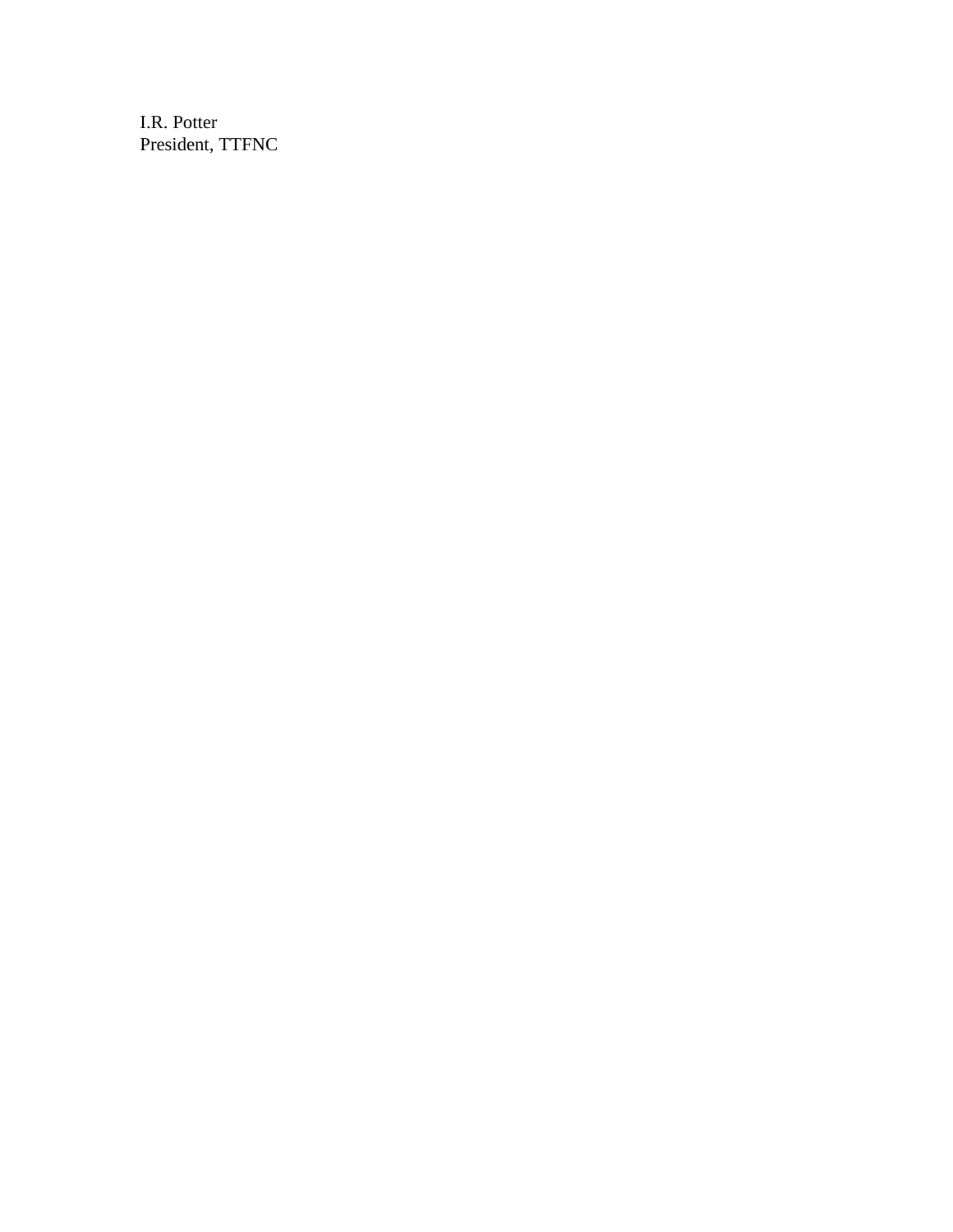I.R. Potter
President, TTFNC